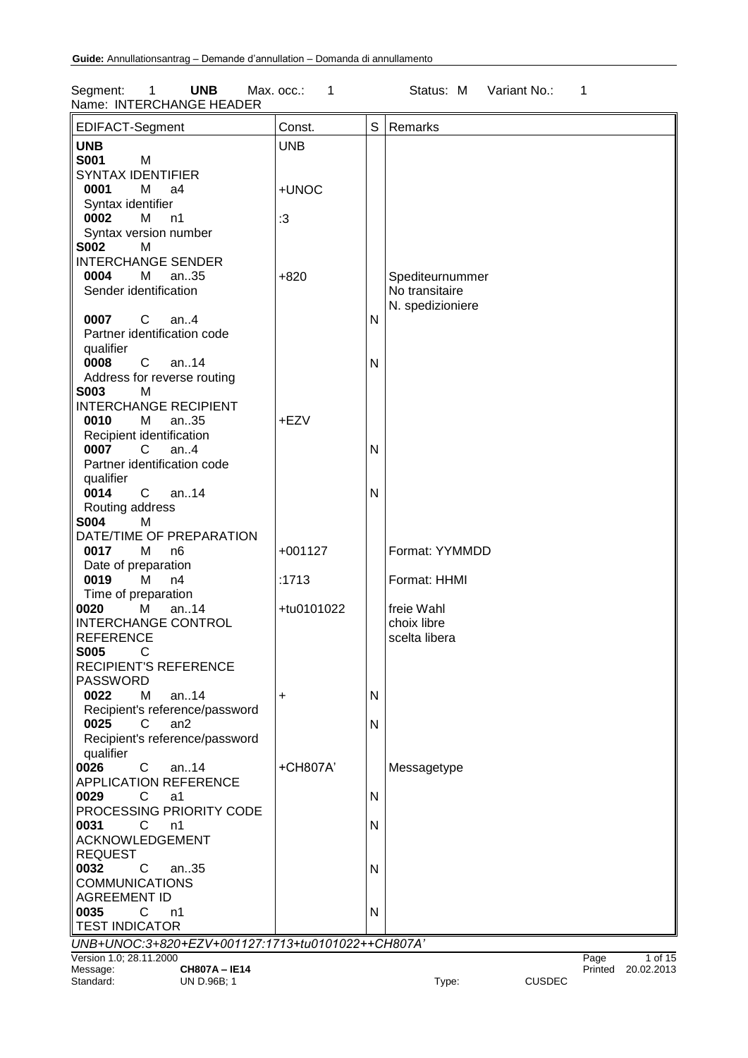**Guide:** Annullationsantrag – Demande d'annullation – Domanda di annullamento

Segment: 1 **UNB** Max. occ.: 1 Status: M Variant No.: 1
Name: INTERCHANGE HEADER

| EDIFACT-Segment | Const. | S | Remarks |
|---|---|---|---|
| **UNB** | UNB | | |
| **S001** M SYNTAX IDENTIFIER | | | |
| **0001** M a4 Syntax identifier | +UNOC | | |
| **0002** M n1 Syntax version number | :3 | | |
| **S002** M INTERCHANGE SENDER | | | |
| **0004** M an..35 Sender identification | +820 | | Spediteurnummer No transitaire N. spedizioniere |
| **0007** C an..4 Partner identification code qualifier | | N | |
| **0008** C an..14 Address for reverse routing | | N | |
| **S003** M INTERCHANGE RECIPIENT | | | |
| **0010** M an..35 Recipient identification | +EZV | | |
| **0007** C an..4 Partner identification code qualifier | | N | |
| **0014** C an..14 Routing address | | N | |
| **S004** M DATE/TIME OF PREPARATION | | | |
| **0017** M n6 Date of preparation | +001127 | | Format: YYMMDD |
| **0019** M n4 Time of preparation | :1713 | | Format: HHMI |
| **0020** M an..14 INTERCHANGE CONTROL REFERENCE | +tu0101022 | | freie Wahl choix libre scelta libera |
| **S005** C RECIPIENT'S REFERENCE PASSWORD | | | |
| **0022** M an..14 Recipient's reference/password | + | N | |
| **0025** C an2 Recipient's reference/password qualifier | | N | |
| **0026** C an..14 APPLICATION REFERENCE | +CH807A' | | Messagetype |
| **0029** C a1 PROCESSING PRIORITY CODE | | N | |
| **0031** C n1 ACKNOWLEDGEMENT REQUEST | | N | |
| **0032** C an..35 COMMUNICATIONS AGREEMENT ID | | N | |
| **0035** C n1 TEST INDICATOR | | N | |

*UNB+UNOC:3+820+EZV+001127:1713+tu0101022++CH807A'*

Version 1.0; 28.11.2000
Message: **CH807A – IE14**
Standard: UN D.96B; 1 Type: CUSDEC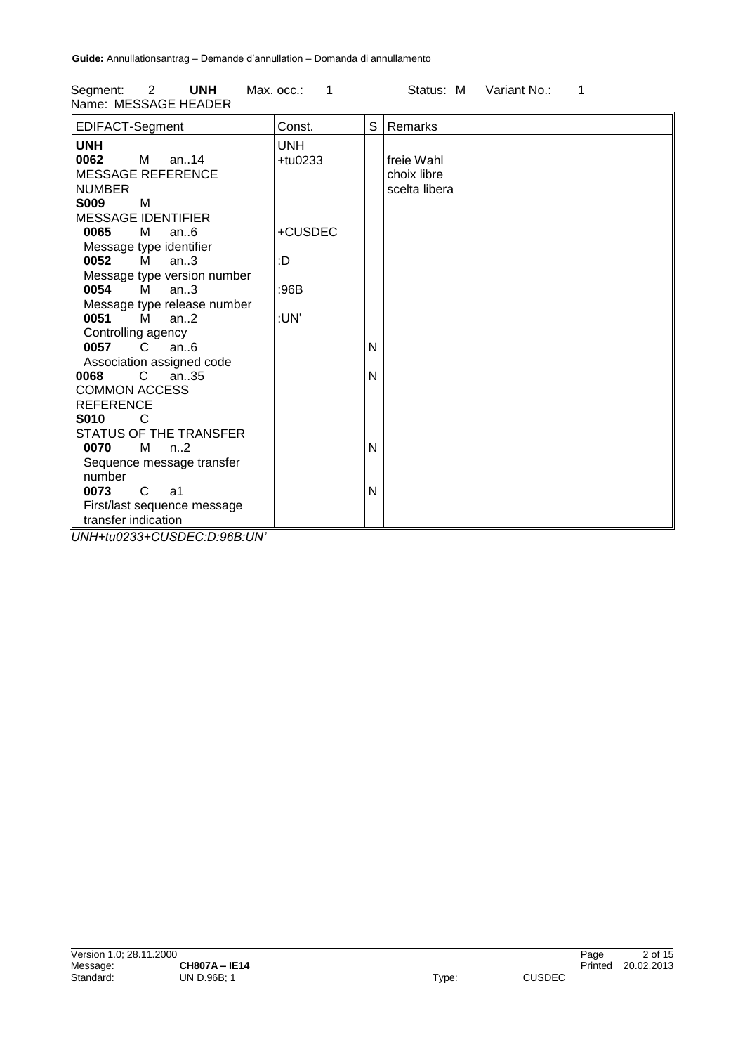Segment: 2 **UNH** Max. occ.: 1 Status: M Variant No.: 1

Name: MESSAGE HEADER

| EDIFACT-Segment | Const. | S | Remarks |
|---|---|---|---|
| **UNH** | UNH | | |
| **0062** M an..14 MESSAGE REFERENCE NUMBER | +tu0233 | | freie Wahl<br>choix libre<br>scelta libera |
| **S009** M MESSAGE IDENTIFIER | | | |
| **0065** M an..6 Message type identifier | +CUSDEC | | |
| **0052** M an..3 Message type version number | :D | | |
| **0054** M an..3 Message type release number | :96B | | |
| **0051** M an..2 Controlling agency | :UN' | | |
| **0057** C an..6 Association assigned code | | N | |
| **0068** C an..35 COMMON ACCESS REFERENCE | | N | |
| **S010** C STATUS OF THE TRANSFER | | | |
| **0070** M n..2 Sequence message transfer number | | N | |
| **0073** C a1 First/last sequence message transfer indication | | N | |

*UNH+tu0233+CUSDEC:D:96B:UN'*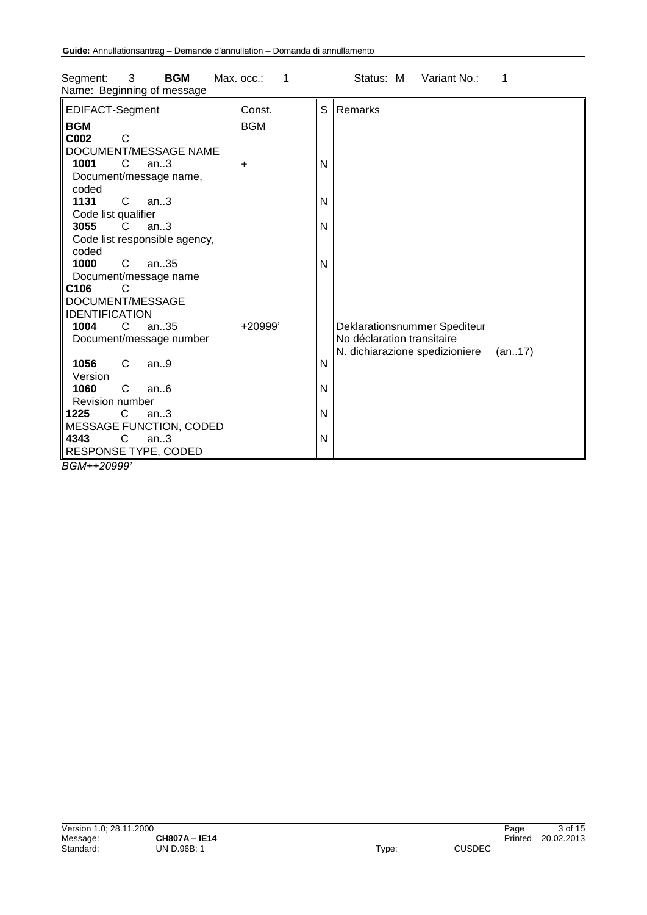Segment: 3 **BGM** Max. occ.: 1 Status: M Variant No.: 1
Name: Beginning of message

| EDIFACT-Segment | Const. | S | Remarks |
|---|---|---|---|
| **BGM** | BGM | | |
| **C002** C DOCUMENT/MESSAGE NAME | | | |
| **1001** C an..3 Document/message name, coded | + | N | |
| **1131** C an..3 Code list qualifier | | N | |
| **3055** C an..3 Code list responsible agency, coded | | N | |
| **1000** C an..35 Document/message name | | N | |
| **C106** C DOCUMENT/MESSAGE IDENTIFICATION | | | |
| **1004** C an..35 Document/message number | +20999' | | Deklarationsnummer Spediteur<br>No déclaration transitaire<br>N. dichiarazione spedizioniere (an..17) |
| **1056** C an..9 Version | | N | |
| **1060** C an..6 Revision number | | N | |
| **1225** C an..3 MESSAGE FUNCTION, CODED | | N | |
| **4343** C an..3 RESPONSE TYPE, CODED | | N | |

*BGM++20999'*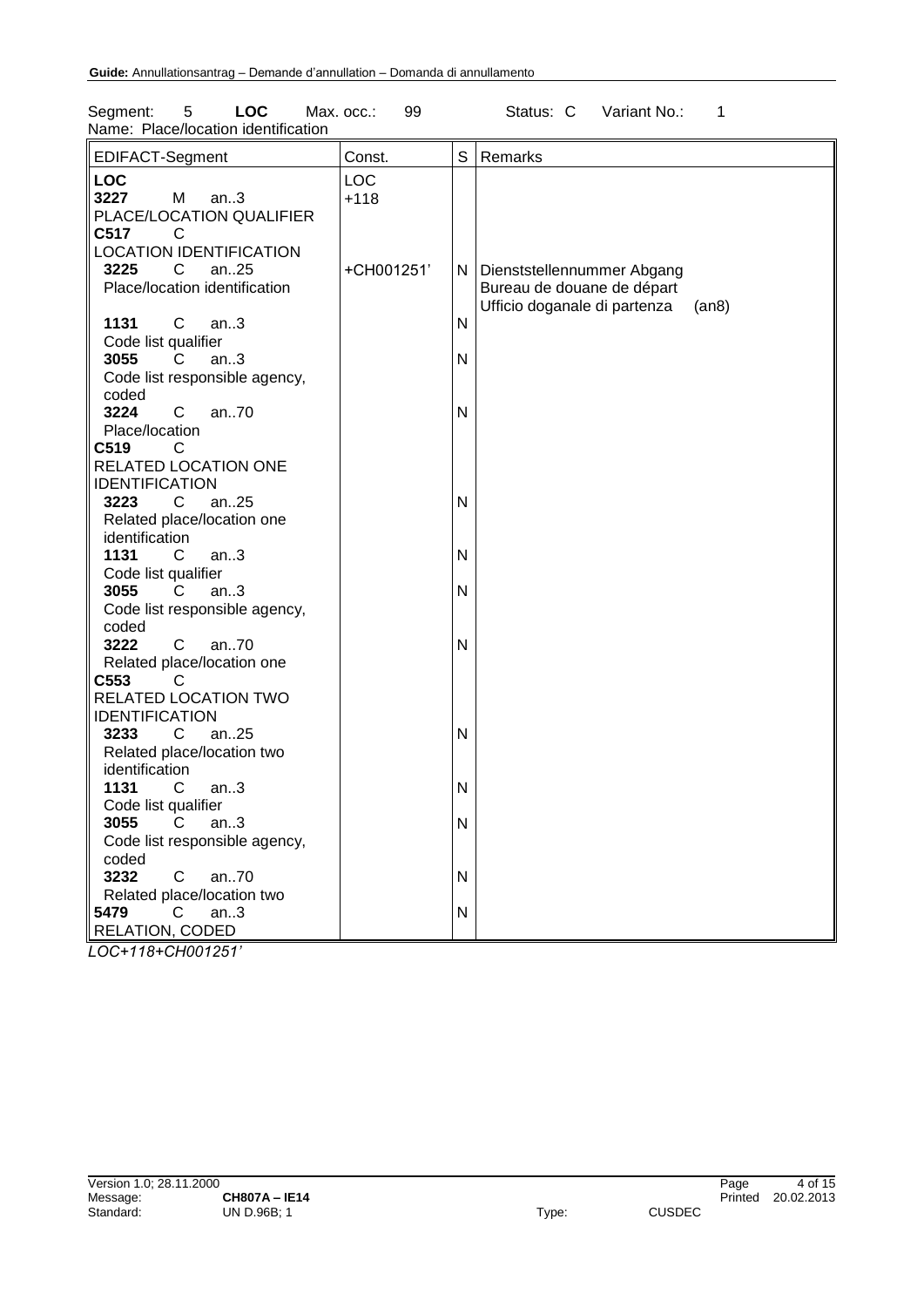Segment: 5 **LOC** Max. occ.: 99 Status: C Variant No.: 1
Name: Place/location identification

| EDIFACT-Segment | Const. | S | Remarks |
|---|---|---|---|
| **LOC** | LOC | | |
| **3227** M an..3<br>PLACE/LOCATION QUALIFIER | +118 | | |
| **C517** C<br>LOCATION IDENTIFICATION | | | |
| **3225** C an..25<br>Place/location identification | +CH001251' | N | Dienststellennummer Abgang<br>Bureau de douane de départ<br>Ufficio doganale di partenza (an8) |
| **1131** C an..3<br>Code list qualifier | | N | |
| **3055** C an..3<br>Code list responsible agency, coded | | N | |
| **3224** C an..70<br>Place/location | | N | |
| **C519** C<br>RELATED LOCATION ONE IDENTIFICATION | | | |
| **3223** C an..25<br>Related place/location one identification | | N | |
| **1131** C an..3<br>Code list qualifier | | N | |
| **3055** C an..3<br>Code list responsible agency, coded | | N | |
| **3222** C an..70<br>Related place/location one | | N | |
| **C553** C<br>RELATED LOCATION TWO IDENTIFICATION | | | |
| **3233** C an..25<br>Related place/location two identification | | N | |
| **1131** C an..3<br>Code list qualifier | | N | |
| **3055** C an..3<br>Code list responsible agency, coded | | N | |
| **3232** C an..70<br>Related place/location two | | N | |
| **5479** C an..3<br>RELATION, CODED | | N | |

*LOC+118+CH001251'*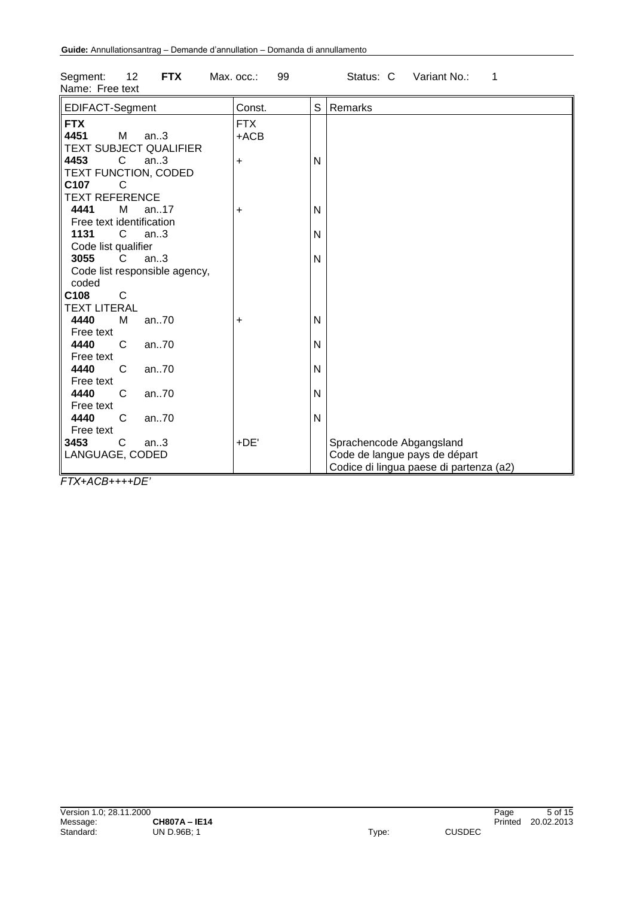Segment: 12 **FTX** Max. occ.: 99 Status: C Variant No.: 1
Name: Free text

| EDIFACT-Segment | Const. | S | Remarks |
|---|---|---|---|
| **FTX** | FTX | | |
| **4451** M an..3<br>TEXT SUBJECT QUALIFIER | +ACB | | |
| **4453** C an..3<br>TEXT FUNCTION, CODED | + | N | |
| **C107** C<br>TEXT REFERENCE | | | |
| **4441** M an..17<br>Free text identification | + | N | |
| **1131** C an..3<br>Code list qualifier | | N | |
| **3055** C an..3<br>Code list responsible agency, coded | | N | |
| **C108** C<br>TEXT LITERAL | | | |
| **4440** M an..70<br>Free text | + | N | |
| **4440** C an..70<br>Free text | | N | |
| **4440** C an..70<br>Free text | | N | |
| **4440** C an..70<br>Free text | | N | |
| **4440** C an..70<br>Free text | | N | |
| **3453** C an..3<br>LANGUAGE, CODED | +DE' | | Sprachencode Abgangsland<br>Code de langue pays de départ<br>Codice di lingua paese di partenza (a2) |

*FTX+ACB++++DE'*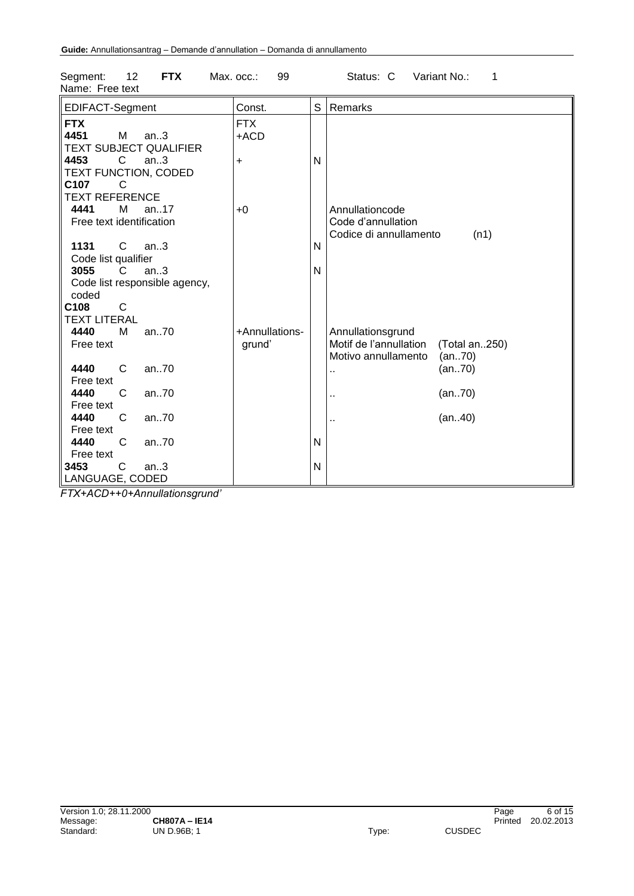Segment: 12 **FTX** Max. occ.: 99 Status: C Variant No.: 1
Name: Free text

| EDIFACT-Segment | Const. | S | Remarks |
|---|---|---|---|
| **FTX** | FTX | | |
| **4451** M an..3<br>TEXT SUBJECT QUALIFIER | +ACD | | |
| **4453** C an..3<br>TEXT FUNCTION, CODED | + | N | |
| **C107** C<br>TEXT REFERENCE | | | |
| **4441** M an..17<br>Free text identification | +0 | | Annullationcode<br>Code d'annullation<br>Codice di annullamento (n1) |
| **1131** C an..3<br>Code list qualifier | | N | |
| **3055** C an..3<br>Code list responsible agency, coded | | N | |
| **C108** C<br>TEXT LITERAL | | | |
| **4440** M an..70<br>Free text | +Annullations-grund' | | Annullationsgrund<br>Motif de l'annullation (Total an..250)<br>Motivo annullamento (an..70) |
| **4440** C an..70<br>Free text | | | .. (an..70) |
| **4440** C an..70<br>Free text | | | .. (an..70) |
| **4440** C an..70<br>Free text | | | .. (an..40) |
| **4440** C an..70<br>Free text | | N | |
| **3453** C an..3<br>LANGUAGE, CODED | | N | |

*FTX+ACD++0+Annullationsgrund'*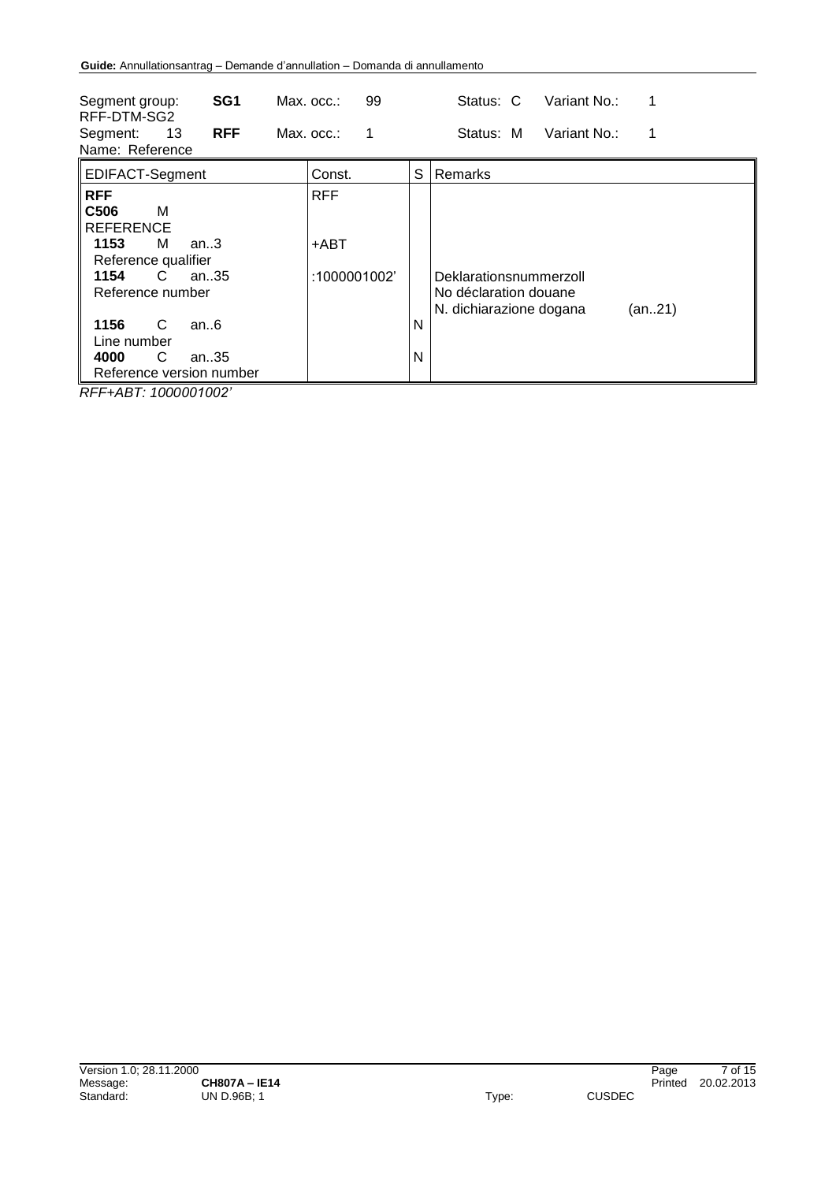| | | | | | | | |
|---|---|---|---|---|---|---|---|
| Segment group: RFF-DTM-SG2 | **SG1** | Max. occ.: | 99 | Status: C | Variant No.: | 1 |
| Segment: 13 | **RFF** | Max. occ.: | 1 | Status: M | Variant No.: | 1 |
| Name: Reference | | | | | | |

| EDIFACT-Segment | Const. | S | Remarks |
|---|---|---|---|
| **RFF** | RFF | | |
| **C506** M<br>REFERENCE | | | |
| **1153** M an..3<br>Reference qualifier | +ABT | | |
| **1154** C an..35<br>Reference number | :1000001002' | | Deklarationsnummerzoll<br>No déclaration douane<br>N. dichiarazione dogana (an..21) |
| **1156** C an..6<br>Line number | | N | |
| **4000** C an..35<br>Reference version number | | N | |

*RFF+ABT: 1000001002'*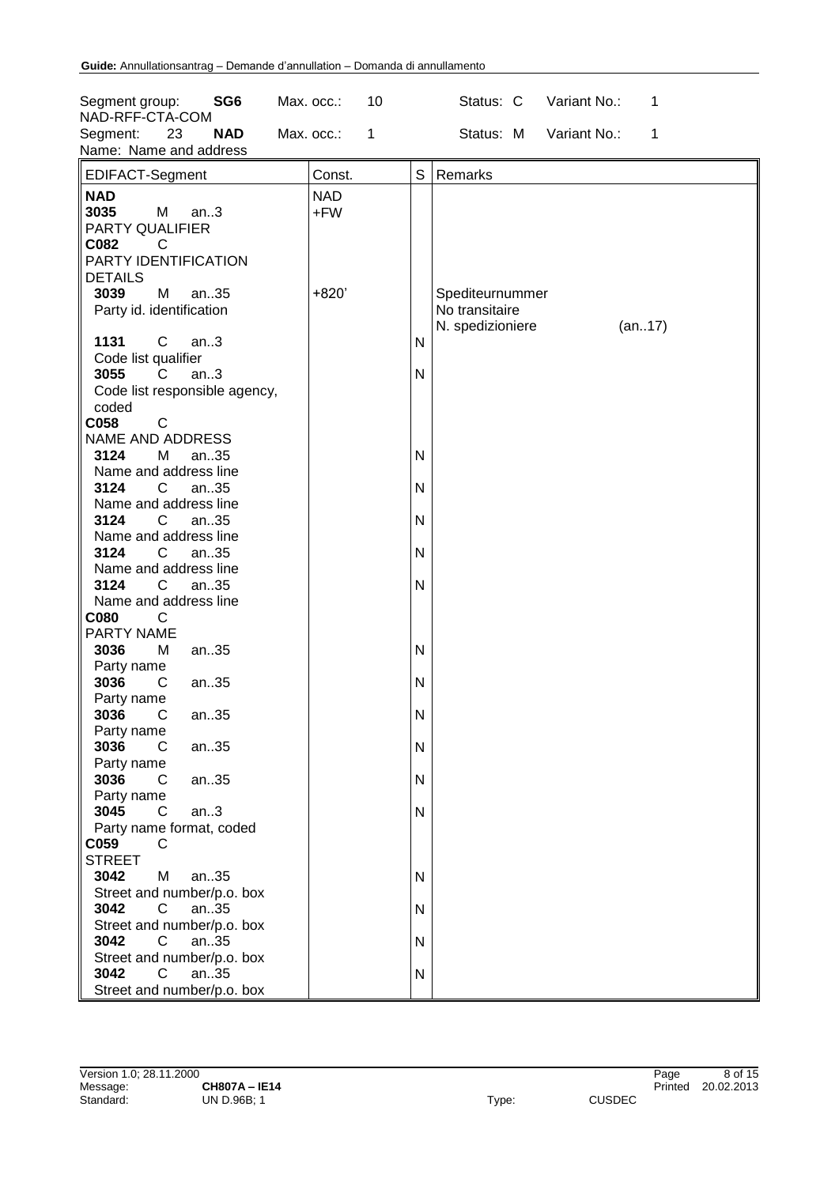Segment group: **SG6** Max. occ.: 10 Status: C Variant No.: 1
NAD-RFF-CTA-COM
Segment: 23 **NAD** Max. occ.: 1 Status: M Variant No.: 1
Name: Name and address

| EDIFACT-Segment | Const. | S | Remarks |
|---|---|---|---|
| **NAD** | NAD | | |
| **3035** M an..3<br>PARTY QUALIFIER | +FW | | |
| **C082** C<br>PARTY IDENTIFICATION DETAILS | | | |
| **3039** M an..35<br>Party id. identification | +820' | | Spediteurnummer<br>No transitaire<br>N. spedizioniere (an..17) |
| **1131** C an..3<br>Code list qualifier | | N | |
| **3055** C an..3<br>Code list responsible agency, coded | | N | |
| **C058** C<br>NAME AND ADDRESS | | | |
| **3124** M an..35<br>Name and address line | | N | |
| **3124** C an..35<br>Name and address line | | N | |
| **3124** C an..35<br>Name and address line | | N | |
| **3124** C an..35<br>Name and address line | | N | |
| **3124** C an..35<br>Name and address line | | N | |
| **C080** C<br>PARTY NAME | | | |
| **3036** M an..35<br>Party name | | N | |
| **3036** C an..35<br>Party name | | N | |
| **3036** C an..35<br>Party name | | N | |
| **3036** C an..35<br>Party name | | N | |
| **3036** C an..35<br>Party name | | N | |
| **3045** C an..3<br>Party name format, coded | | N | |
| **C059** C<br>STREET | | | |
| **3042** M an..35<br>Street and number/p.o. box | | N | |
| **3042** C an..35<br>Street and number/p.o. box | | N | |
| **3042** C an..35<br>Street and number/p.o. box | | N | |
| **3042** C an..35<br>Street and number/p.o. box | | N | |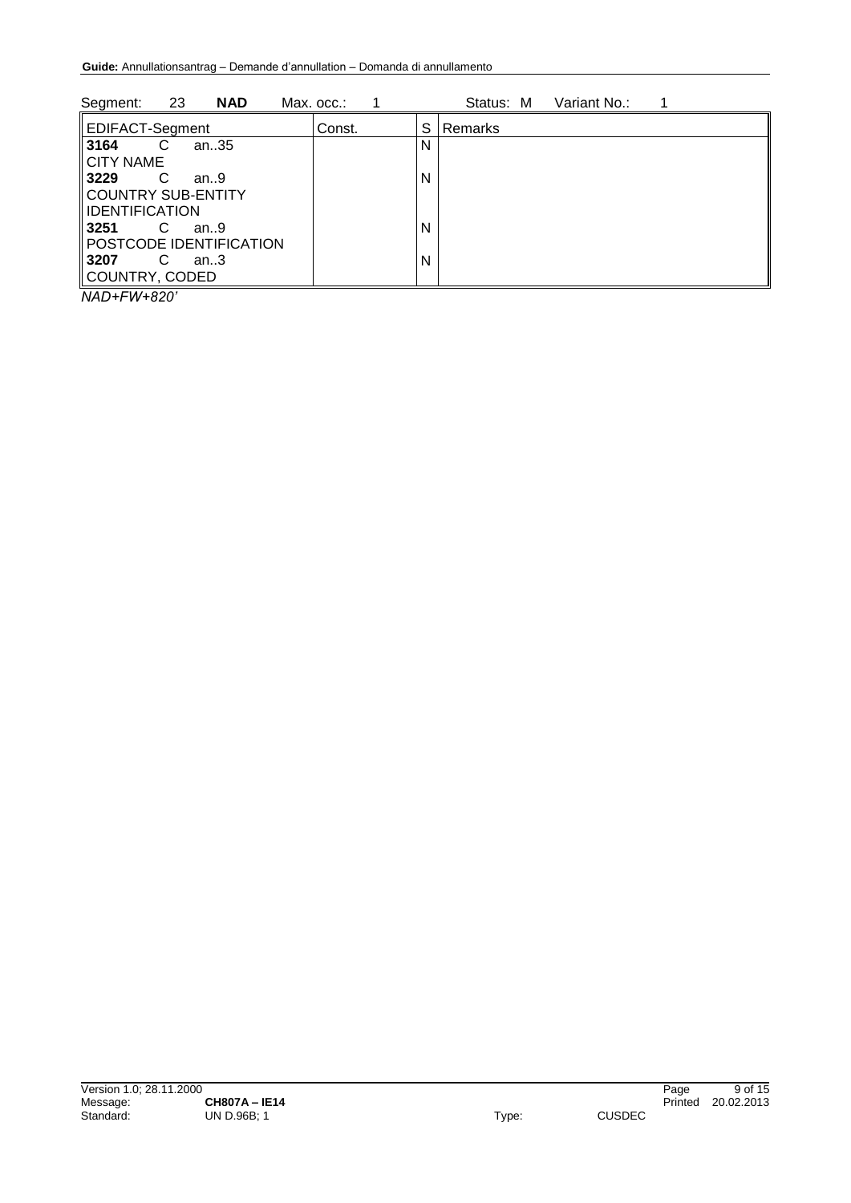Segment: 23 **NAD** Max. occ.: 1 Status: M Variant No.: 1

| EDIFACT-Segment | Const. | S | Remarks |
|---|---|---|---|
| **3164** C an..35 CITY NAME | | N | |
| **3229** C an..9 COUNTRY SUB-ENTITY IDENTIFICATION | | N | |
| **3251** C an..9 POSTCODE IDENTIFICATION | | N | |
| **3207** C an..3 COUNTRY, CODED | | N | |

*NAD+FW+820'*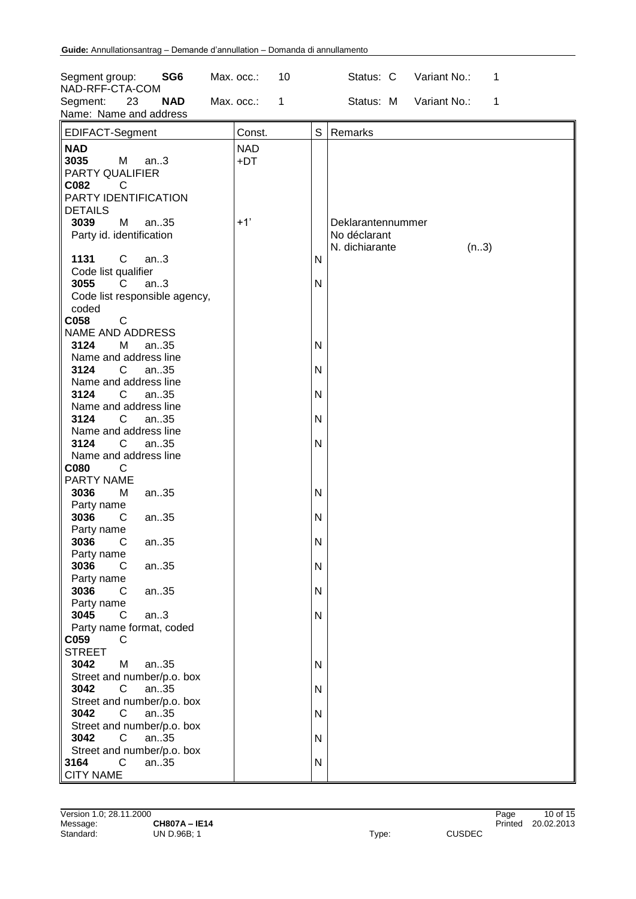Segment group: **SG6** Max. occ.: 10 Status: C Variant No.: 1
NAD-RFF-CTA-COM
Segment: 23 **NAD** Max. occ.: 1 Status: M Variant No.: 1
Name: Name and address

| EDIFACT-Segment | Const. | S | Remarks |
|---|---|---|---|
| **NAD** | NAD | | |
| **3035** M an..3<br>PARTY QUALIFIER | +DT | | |
| **C082** C<br>PARTY IDENTIFICATION DETAILS | | | |
| **3039** M an..35<br>Party id. identification | +1' | | Deklarantennummer<br>No déclarant<br>N. dichiarante (n..3) |
| **1131** C an..3<br>Code list qualifier | | N | |
| **3055** C an..3<br>Code list responsible agency, coded | | N | |
| **C058** C<br>NAME AND ADDRESS | | | |
| **3124** M an..35<br>Name and address line | | N | |
| **3124** C an..35<br>Name and address line | | N | |
| **3124** C an..35<br>Name and address line | | N | |
| **3124** C an..35<br>Name and address line | | N | |
| **3124** C an..35<br>Name and address line | | N | |
| **C080** C<br>PARTY NAME | | | |
| **3036** M an..35<br>Party name | | N | |
| **3036** C an..35<br>Party name | | N | |
| **3036** C an..35<br>Party name | | N | |
| **3036** C an..35<br>Party name | | N | |
| **3036** C an..35<br>Party name | | N | |
| **3045** C an..3<br>Party name format, coded | | N | |
| **C059** C<br>STREET | | | |
| **3042** M an..35<br>Street and number/p.o. box | | N | |
| **3042** C an..35<br>Street and number/p.o. box | | N | |
| **3042** C an..35<br>Street and number/p.o. box | | N | |
| **3042** C an..35<br>Street and number/p.o. box | | N | |
| **3164** C an..35<br>CITY NAME | | N | |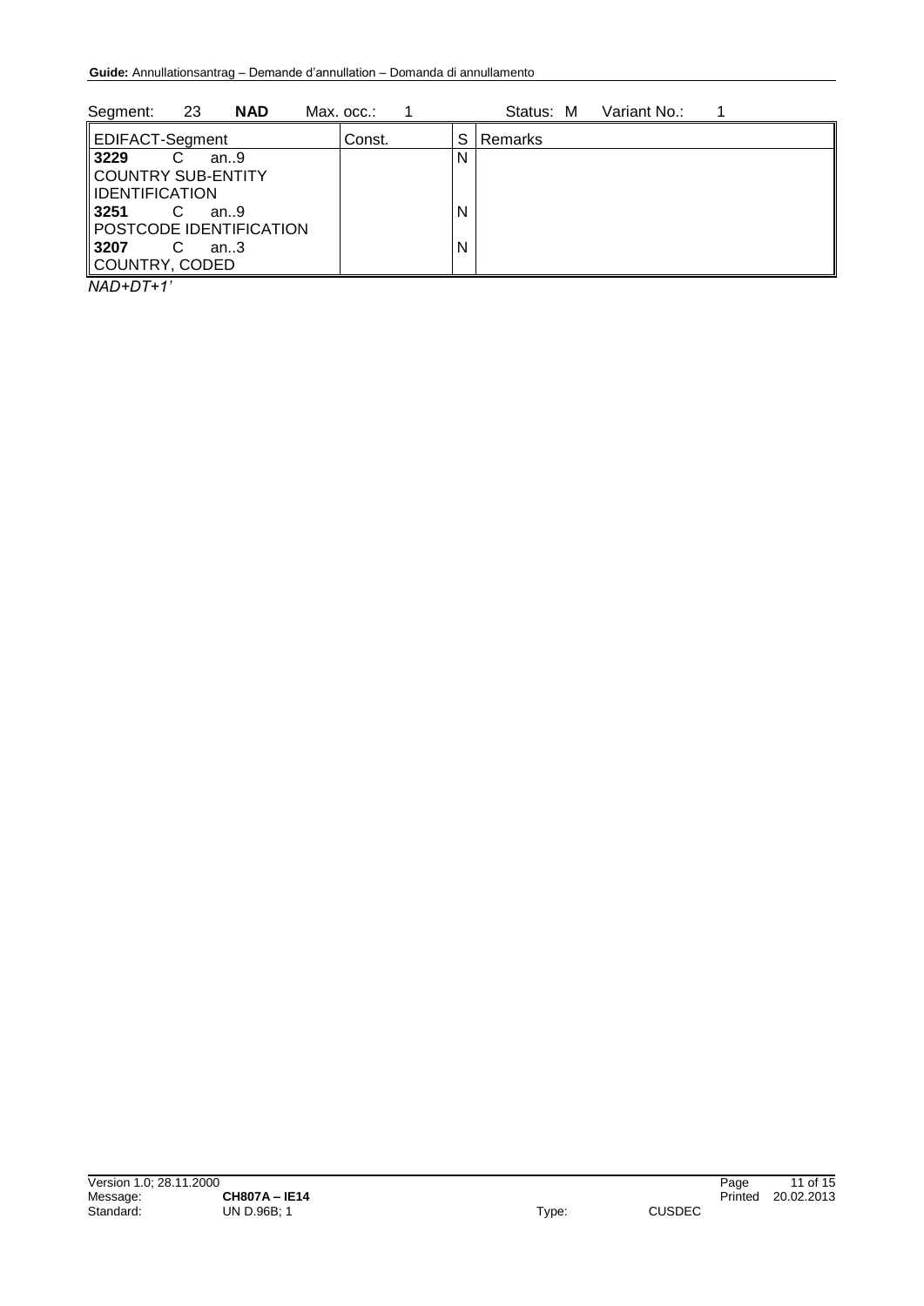Segment: 23 **NAD** Max. occ.: 1 Status: M Variant No.: 1

| EDIFACT-Segment | Const. | S | Remarks |
| --- | --- | --- | --- |
| **3229** C an..9 COUNTRY SUB-ENTITY IDENTIFICATION | | N | |
| **3251** C an..9 POSTCODE IDENTIFICATION | | N | |
| **3207** C an..3 COUNTRY, CODED | | N | |

*NAD+DT+1'*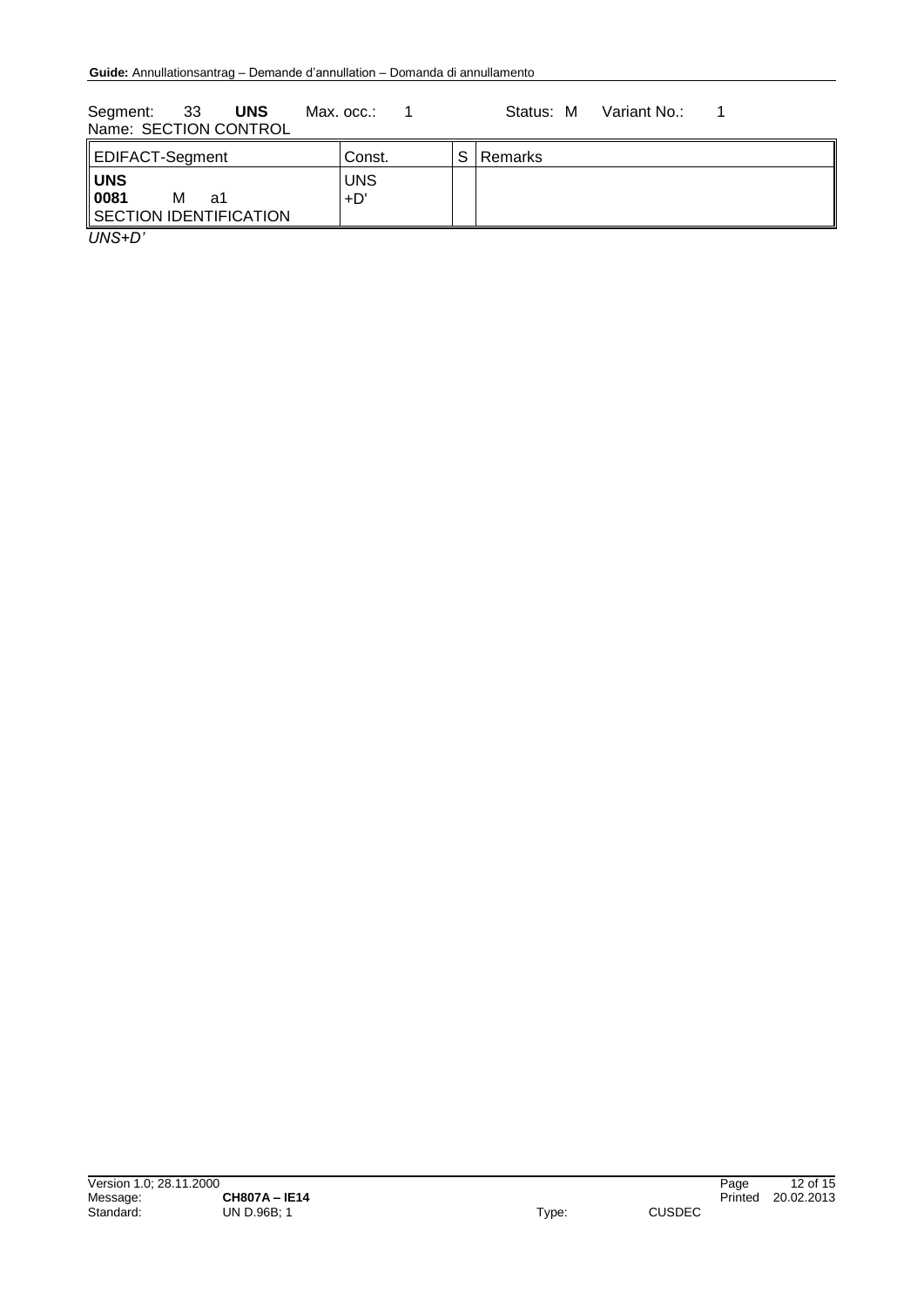Segment: 33 **UNS** Max. occ.: 1 Status: M Variant No.: 1
Name: SECTION CONTROL

| EDIFACT-Segment | Const. | S | Remarks |
|---|---|---|---|
| **UNS**<br>**0081** M a1<br>SECTION IDENTIFICATION | UNS<br>+D' | | |

*UNS+D'*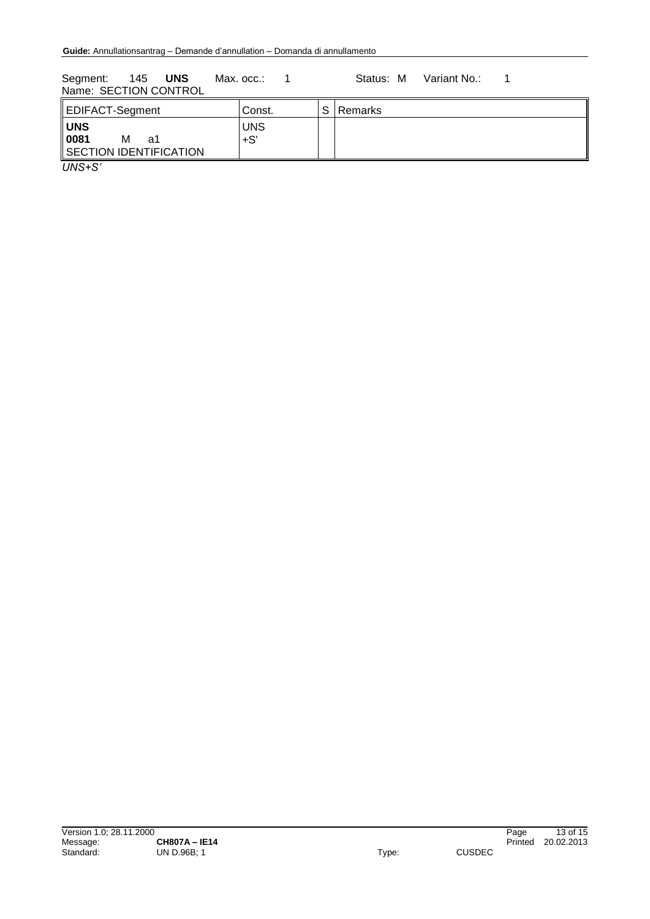Segment: 145 **UNS** Max. occ.: 1 Status: M Variant No.: 1
Name: SECTION CONTROL

| EDIFACT-Segment | Const. | S | Remarks |
|---|---|---|---|
| **UNS**<br>**0081** M a1<br>SECTION IDENTIFICATION | UNS<br>+S' | | |

*UNS+S'*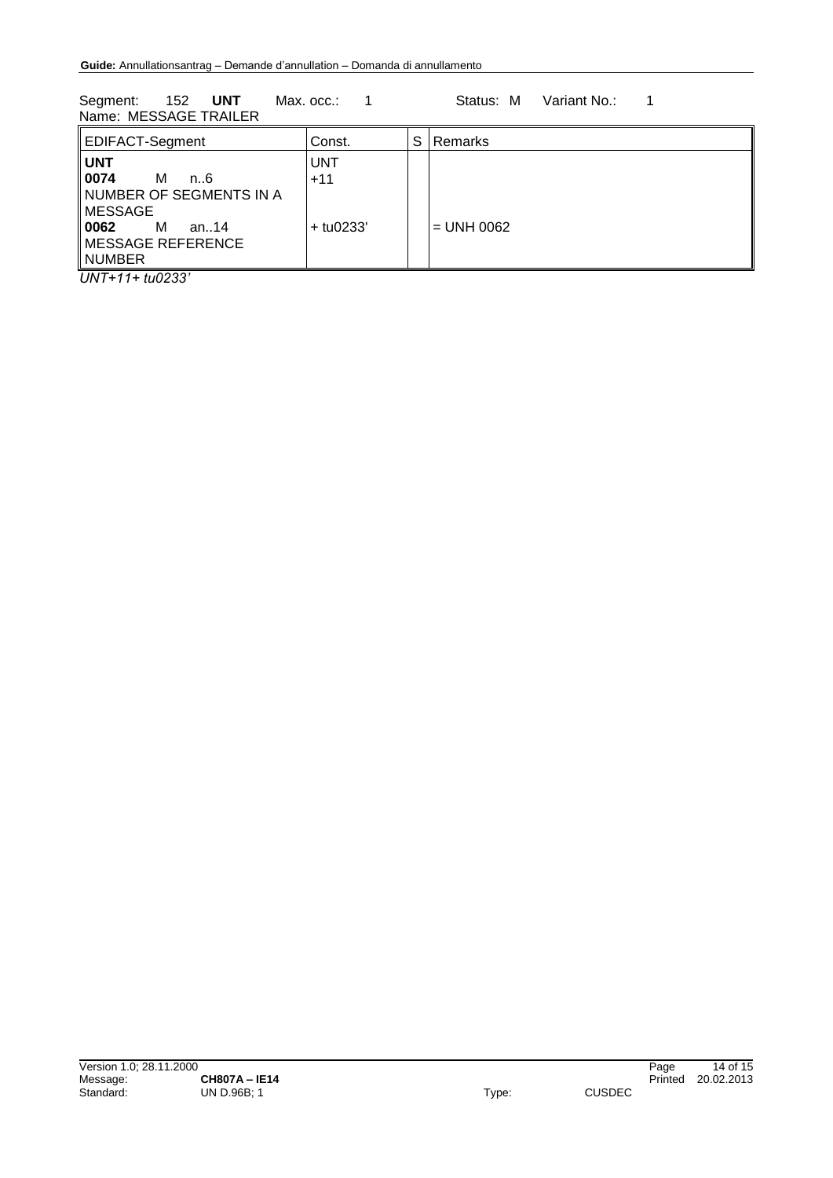Segment: 152 **UNT** Max. occ.: 1 Status: M Variant No.: 1
Name: MESSAGE TRAILER

| EDIFACT-Segment | Const. | S | Remarks |
|---|---|---|---|
| **UNT** | UNT | | |
| **0074** M n..6 NUMBER OF SEGMENTS IN A MESSAGE | +11 | | |
| **0062** M an..14 MESSAGE REFERENCE NUMBER | + tu0233' | | = UNH 0062 |

*UNT+11+ tu0233'*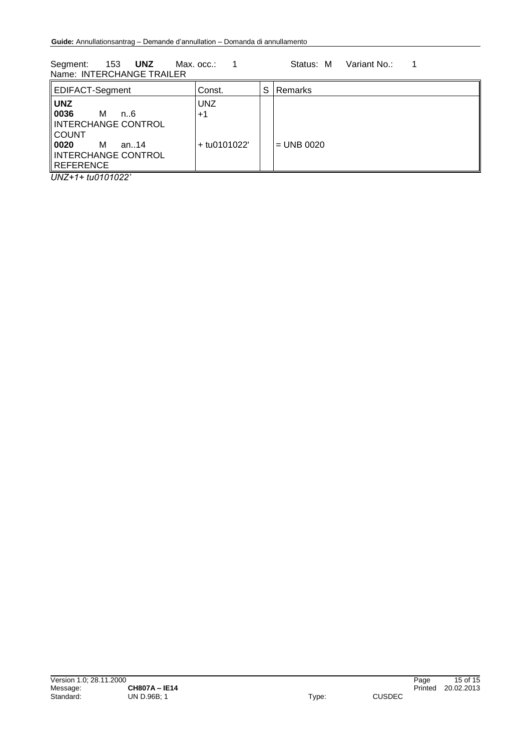Segment: 153 **UNZ** Max. occ.: 1 Status: M Variant No.: 1
Name: INTERCHANGE TRAILER

| EDIFACT-Segment | Const. | S | Remarks |
|---|---|---|---|
| **UNZ** | UNZ | | |
| **0036** M n..6 INTERCHANGE CONTROL COUNT | +1 | | |
| **0020** M an..14 INTERCHANGE CONTROL REFERENCE | + tu0101022' | | = UNB 0020 |

*UNZ+1+ tu0101022'*